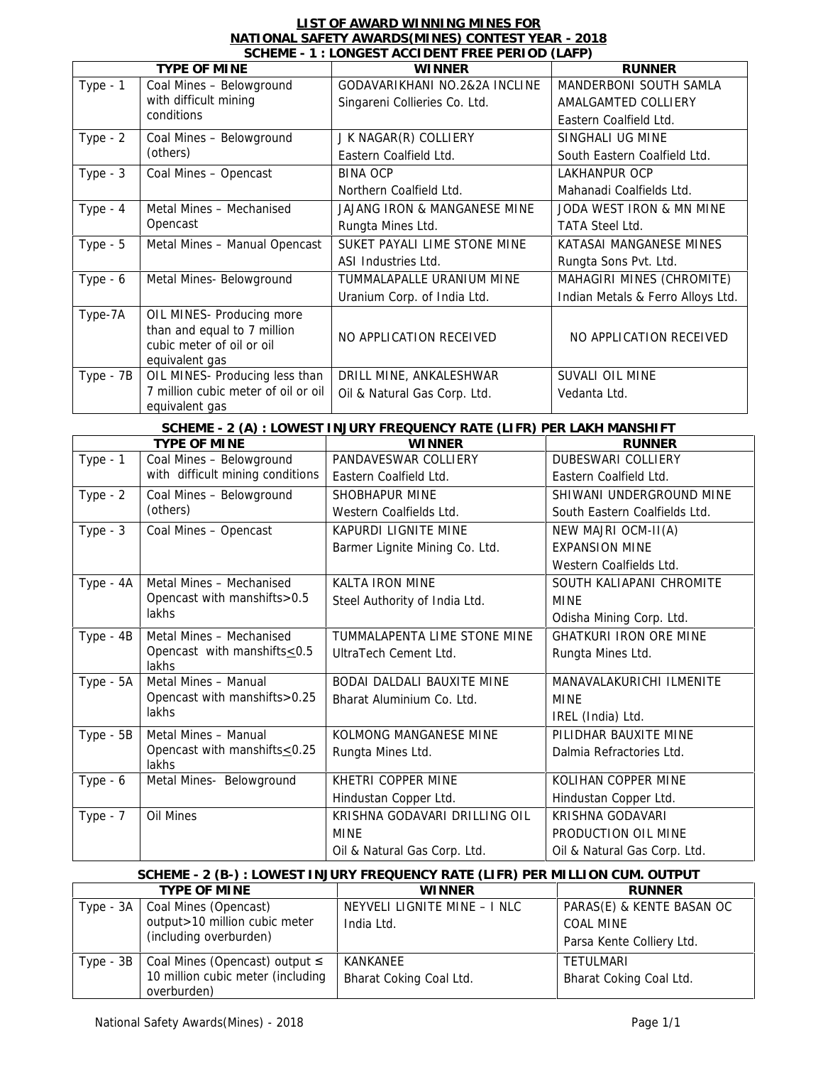# LIST OF AWARD WINNING MINES FOR NATIONAL SAFETY AWARDS(MINES) CONTEST YEAR - 2018

## SCHEME - 1 : LONGEST ACCIDENT FREE PERIOD (LAFP)

| TYPE OF MINE | | WINNER | RUNNER |
|---|---|---|---|
| Type - 1 | Coal Mines – Belowground with difficult mining conditions | GODAVARIKHANI NO.2&2A INCLINE<br>Singareni Collieries Co. Ltd. | MANDERBONI SOUTH SAMLA AMALGAMTED COLLIERY<br>Eastern Coalfield Ltd. |
| Type - 2 | Coal Mines – Belowground (others) | J K NAGAR(R) COLLIERY<br>Eastern Coalfield Ltd. | SINGHALI UG MINE<br>South Eastern Coalfield Ltd. |
| Type - 3 | Coal Mines – Opencast | BINA OCP<br>Northern Coalfield Ltd. | LAKHANPUR OCP<br>Mahanadi Coalfields Ltd. |
| Type - 4 | Metal Mines – Mechanised Opencast | JAJANG IRON & MANGANESE MINE<br>Rungta Mines Ltd. | JODA WEST IRON & MN MINE<br>TATA Steel Ltd. |
| Type - 5 | Metal Mines – Manual Opencast | SUKET PAYALI LIME STONE MINE<br>ASI Industries Ltd. | KATASAI MANGANESE MINES<br>Rungta Sons Pvt. Ltd. |
| Type - 6 | Metal Mines- Belowground | TUMMALAPALLE URANIUM MINE<br>Uranium Corp. of India Ltd. | MAHAGIRI MINES (CHROMITE)<br>Indian Metals & Ferro Alloys Ltd. |
| Type-7A | OIL MINES- Producing more than and equal to 7 million cubic meter of oil or oil equivalent gas | NO APPLICATION RECEIVED | NO APPLICATION RECEIVED |
| Type - 7B | OIL MINES- Producing less than 7 million cubic meter of oil or oil equivalent gas | DRILL MINE, ANKALESHWAR<br>Oil & Natural Gas Corp. Ltd. | SUVALI OIL MINE<br>Vedanta Ltd. |

## SCHEME - 2 (A) : LOWEST INJURY FREQUENCY RATE (LIFR) PER LAKH MANSHIFT

| TYPE OF MINE | | WINNER | RUNNER |
|---|---|---|---|
| Type - 1 | Coal Mines – Belowground with difficult mining conditions | PANDAVESWAR COLLIERY<br>Eastern Coalfield Ltd. | DUBESWARI COLLIERY<br>Eastern Coalfield Ltd. |
| Type - 2 | Coal Mines – Belowground (others) | SHOBHAPUR MINE<br>Western Coalfields Ltd. | SHIWANI UNDERGROUND MINE<br>South Eastern Coalfields Ltd. |
| Type - 3 | Coal Mines – Opencast | KAPURDI LIGNITE MINE<br>Barmer Lignite Mining Co. Ltd. | NEW MAJRI OCM-II(A) EXPANSION MINE<br>Western Coalfields Ltd. |
| Type - 4A | Metal Mines – Mechanised Opencast with manshifts>0.5 lakhs | KALTA IRON MINE<br>Steel Authority of India Ltd. | SOUTH KALIAPANI CHROMITE MINE<br>Odisha Mining Corp. Ltd. |
| Type - 4B | Metal Mines – Mechanised Opencast with manshifts≤0.5 lakhs | TUMMALAPENTA LIME STONE MINE<br>UltraTech Cement Ltd. | GHATKURI IRON ORE MINE<br>Rungta Mines Ltd. |
| Type - 5A | Metal Mines – Manual Opencast with manshifts>0.25 lakhs | BODAI DALDALI BAUXITE MINE<br>Bharat Aluminium Co. Ltd. | MANAVALAKURICHI ILMENITE MINE<br>IREL (India) Ltd. |
| Type - 5B | Metal Mines – Manual Opencast with manshifts≤0.25 lakhs | KOLMONG MANGANESE MINE<br>Rungta Mines Ltd. | PILIDHAR BAUXITE MINE<br>Dalmia Refractories Ltd. |
| Type - 6 | Metal Mines- Belowground | KHETRI COPPER MINE<br>Hindustan Copper Ltd. | KOLIHAN COPPER MINE<br>Hindustan Copper Ltd. |
| Type - 7 | Oil Mines | KRISHNA GODAVARI DRILLING OIL MINE<br>Oil & Natural Gas Corp. Ltd. | KRISHNA GODAVARI PRODUCTION OIL MINE<br>Oil & Natural Gas Corp. Ltd. |

## SCHEME - 2 (B-) : LOWEST INJURY FREQUENCY RATE (LIFR) PER MILLION CUM. OUTPUT

| TYPE OF MINE | | WINNER | RUNNER |
|---|---|---|---|
| Type - 3A | Coal Mines (Opencast) output>10 million cubic meter (including overburden) | NEYVELI LIGNITE MINE – I NLC<br>India Ltd. | PARAS(E) & KENTE BASAN OC COAL MINE<br>Parsa Kente Colliery Ltd. |
| Type - 3B | Coal Mines (Opencast) output ≤ 10 million cubic meter (including overburden) | KANKANEE<br>Bharat Coking Coal Ltd. | TETULMARI<br>Bharat Coking Coal Ltd. |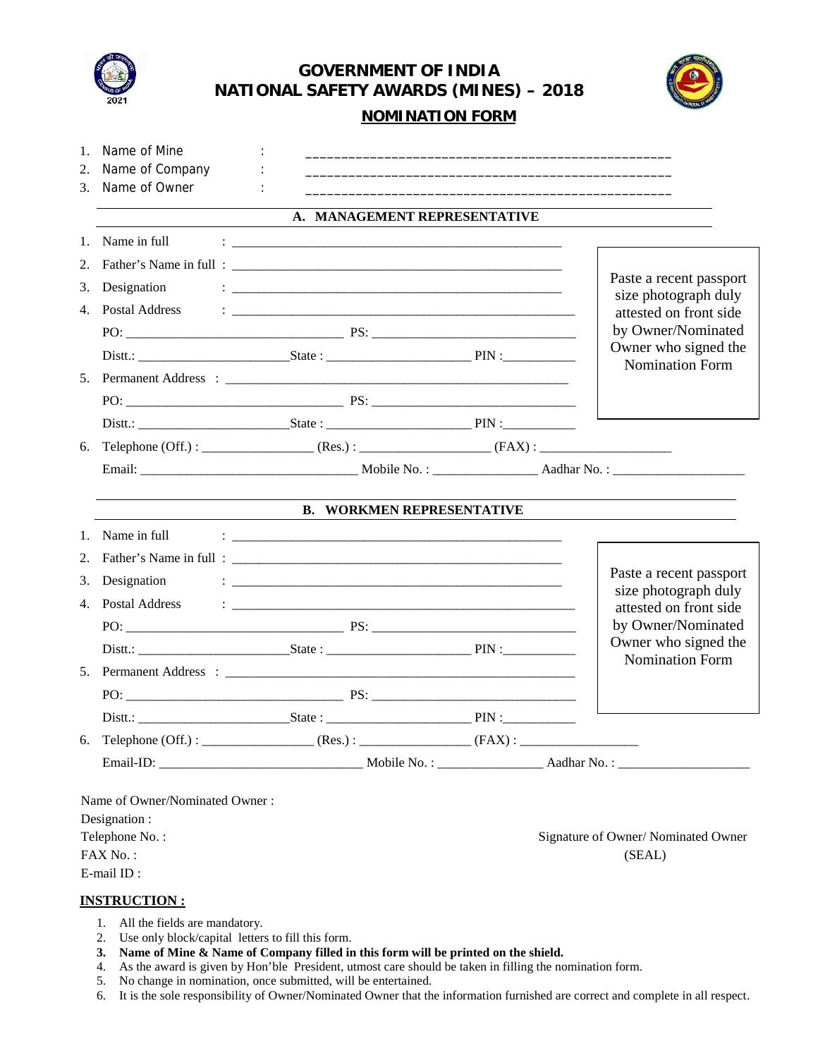# GOVERNMENT OF INDIA
## NATIONAL SAFETY AWARDS (MINES) – 2018
### NOMINATION FORM

1. Name of Mine : ___________________________________________________
2. Name of Company : ___________________________________________________
3. Name of Owner : ___________________________________________________

## A. MANAGEMENT REPRESENTATIVE

1. Name in full : ___________________________________________________
2. Father's Name in full : ___________________________________________________
3. Designation : ___________________________________________________
4. Postal Address : ___________________________________________________

   PO: ________________________________ PS: ______________________________

   Distt.: _______________________State : _____________________ PIN :___________
5. Permanent Address : ___________________________________________________

   PO: ________________________________ PS: ______________________________

   Distt.: _______________________State : _____________________ PIN :___________
6. Telephone (Off.) : _________________ (Res.) : ___________________ (FAX) : ____________________

   Email: ________________________________ Mobile No. : _______________ Aadhar No. : ____________________

Paste a recent passport size photograph duly attested on front side by Owner/Nominated Owner who signed the Nomination Form

## B. WORKMEN REPRESENTATIVE

1. Name in full : ___________________________________________________
2. Father's Name in full : ___________________________________________________
3. Designation : ___________________________________________________
4. Postal Address : ___________________________________________________

   PO: ________________________________ PS: ______________________________

   Distt.: _______________________State : _____________________ PIN :___________
5. Permanent Address : ___________________________________________________

   PO: ________________________________ PS: ______________________________

   Distt.: _______________________State : _____________________ PIN :___________
6. Telephone (Off.) : _________________ (Res.) : _________________ (FAX) : __________________

   Email-ID: ______________________________ Mobile No. : _______________ Aadhar No. : ____________________

Paste a recent passport size photograph duly attested on front side by Owner/Nominated Owner who signed the Nomination Form

Name of Owner/Nominated Owner :

Designation :

Telephone No. :

FAX No. :

E-mail ID :

Signature of Owner/ Nominated Owner

(SEAL)

**INSTRUCTION :**

1. All the fields are mandatory.
2. Use only block/capital letters to fill this form.
3. **Name of Mine & Name of Company filled in this form will be printed on the shield.**
4. As the award is given by Hon'ble President, utmost care should be taken in filling the nomination form.
5. No change in nomination, once submitted, will be entertained.
6. It is the sole responsibility of Owner/Nominated Owner that the information furnished are correct and complete in all respect.